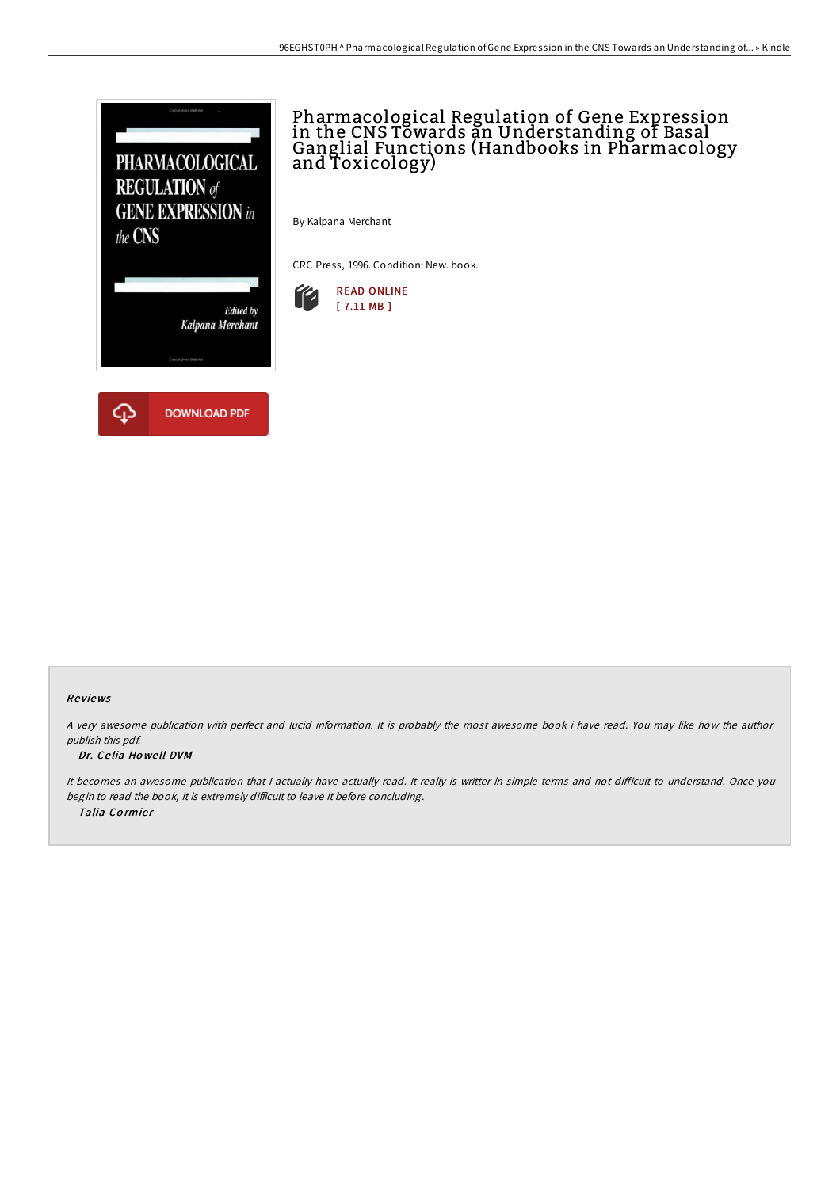# Pharmacological Regulation of Gene Expression in the CNS Towards an Understanding of Basal Ganglial Functions (Handbooks in Pharmacology and Toxicology)

By Kalpana Merchant

CRC Press, 1996. Condition: New. book.

READ ONLINE
[ 7.11 MB ]

DOWNLOAD PDF

### Reviews

*A very awesome publication with perfect and lucid information. It is probably the most awesome book i have read. You may like how the author publish this pdf.*

-- *Dr. Celia Howell DVM*

*It becomes an awesome publication that I actually have actually read. It really is writter in simple terms and not difficult to understand. Once you begin to read the book, it is extremely difficult to leave it before concluding.*

-- *Talia Cormier*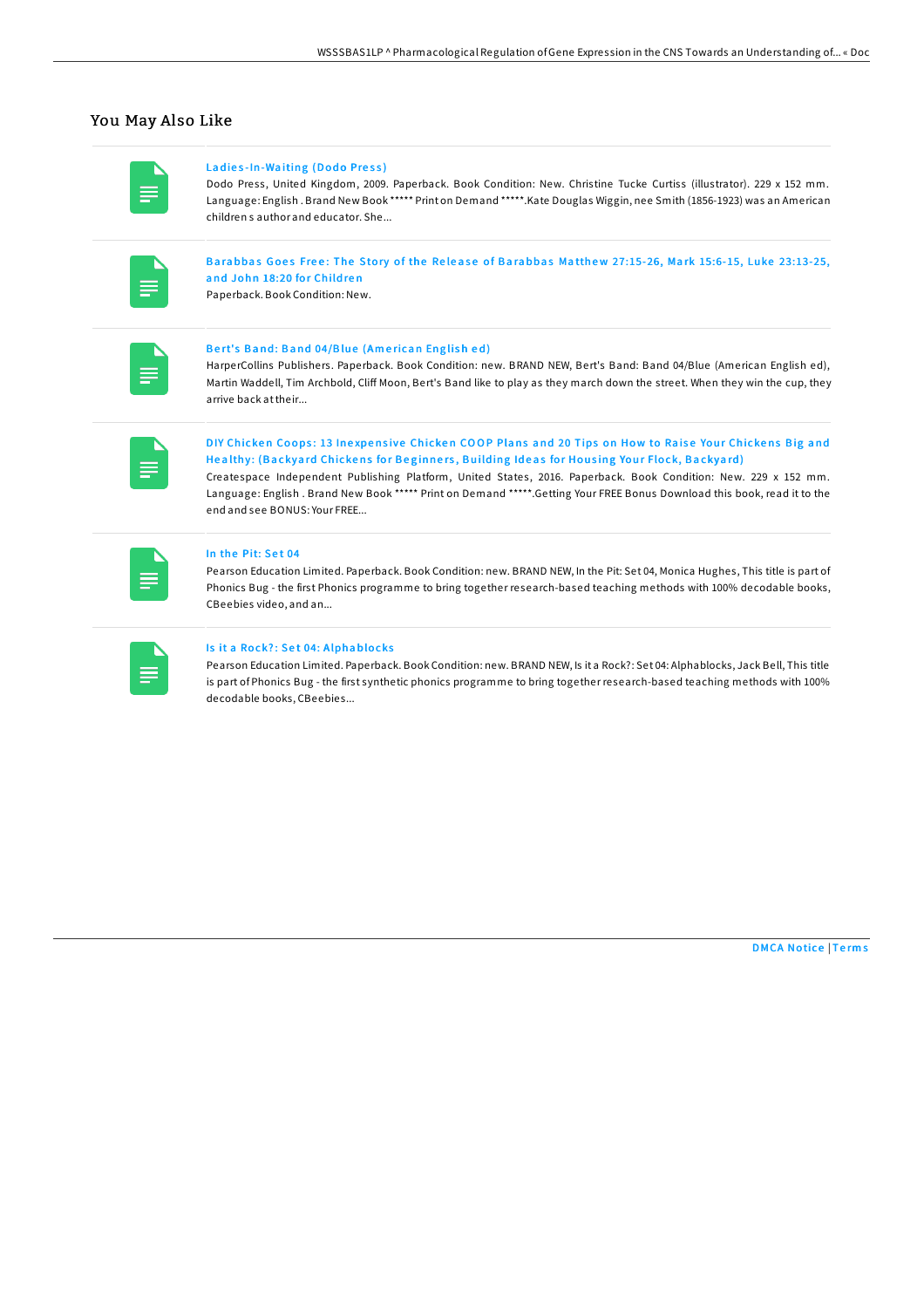## You May Also Like

### Ladies-In-Waiting (Dodo Press)

Dodo Press, United Kingdom, 2009. Paperback. Book Condition: New. Christine Tucke Curtiss (illustrator). 229 x 152 mm. Language: English . Brand New Book ***** Print on Demand *****.Kate Douglas Wiggin, nee Smith (1856-1923) was an American children s author and educator. She...

### Barabbas Goes Free: The Story of the Release of Barabbas Matthew 27:15-26, Mark 15:6-15, Luke 23:13-25, and John 18:20 for Children

Paperback. Book Condition: New.

### Bert's Band: Band 04/Blue (American English ed)

HarperCollins Publishers. Paperback. Book Condition: new. BRAND NEW, Bert's Band: Band 04/Blue (American English ed), Martin Waddell, Tim Archbold, Cliff Moon, Bert's Band like to play as they march down the street. When they win the cup, they arrive back at their...

### DIY Chicken Coops: 13 Inexpensive Chicken COOP Plans and 20 Tips on How to Raise Your Chickens Big and Healthy: (Backyard Chickens for Beginners, Building Ideas for Housing Your Flock, Backyard)

Createspace Independent Publishing Platform, United States, 2016. Paperback. Book Condition: New. 229 x 152 mm. Language: English . Brand New Book ***** Print on Demand *****.Getting Your FREE Bonus Download this book, read it to the end and see BONUS: Your FREE...

### In the Pit: Set 04

Pearson Education Limited. Paperback. Book Condition: new. BRAND NEW, In the Pit: Set 04, Monica Hughes, This title is part of Phonics Bug - the first Phonics programme to bring together research-based teaching methods with 100% decodable books, CBeebies video, and an...

### Is it a Rock?: Set 04: Alphablocks

Pearson Education Limited. Paperback. Book Condition: new. BRAND NEW, Is it a Rock?: Set 04: Alphablocks, Jack Bell, This title is part of Phonics Bug - the first synthetic phonics programme to bring together research-based teaching methods with 100% decodable books, CBeebies...